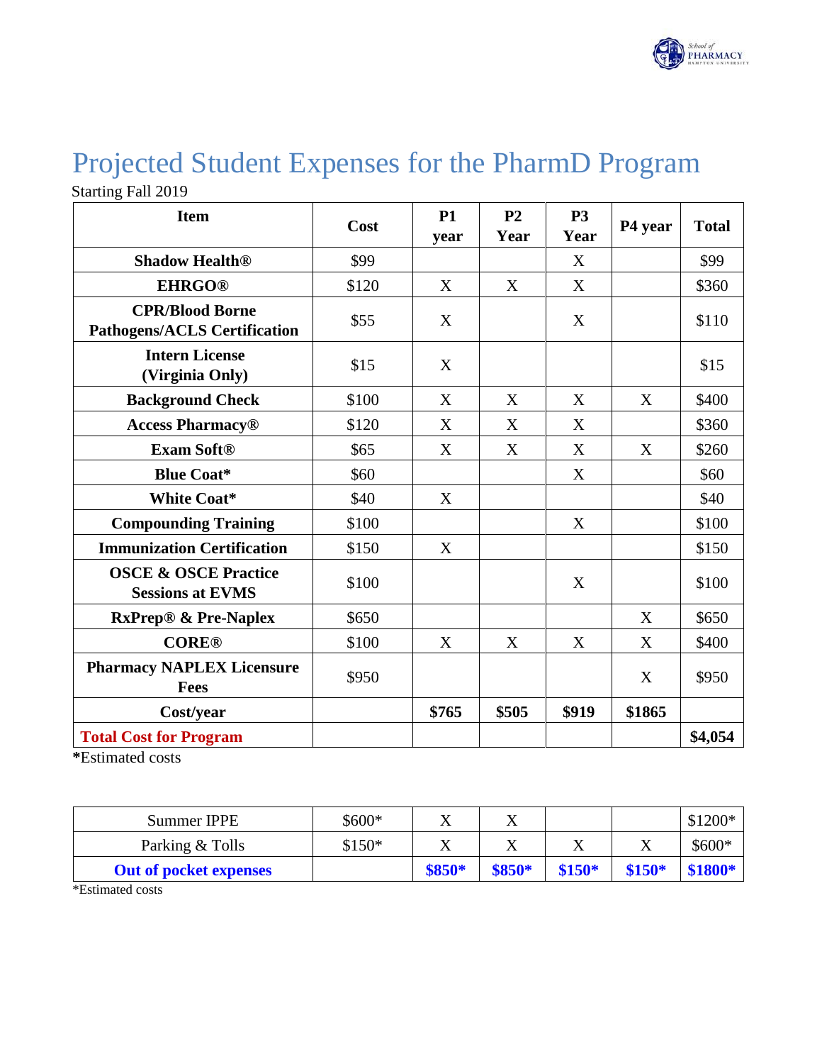# Projected Student Expenses for the PharmD Program

Starting Fall 2019

| Item | Cost | P1 year | P2 Year | P3 Year | P4 year | Total |
|---|---|---|---|---|---|---|
| **Shadow Health®** | $99 | | | X | | $99 |
| **EHRGO®** | $120 | X | X | X | | $360 |
| **CPR/Blood Borne Pathogens/ACLS Certification** | $55 | X | | X | | $110 |
| **Intern License (Virginia Only)** | $15 | X | | | | $15 |
| **Background Check** | $100 | X | X | X | X | $400 |
| **Access Pharmacy®** | $120 | X | X | X | | $360 |
| **Exam Soft®** | $65 | X | X | X | X | $260 |
| **Blue Coat*** | $60 | | | X | | $60 |
| **White Coat*** | $40 | X | | | | $40 |
| **Compounding Training** | $100 | | | X | | $100 |
| **Immunization Certification** | $150 | X | | | | $150 |
| **OSCE & OSCE Practice Sessions at EVMS** | $100 | | | X | | $100 |
| **RxPrep® & Pre-Naplex** | $650 | | | | X | $650 |
| **CORE®** | $100 | X | X | X | X | $400 |
| **Pharmacy NAPLEX Licensure Fees** | $950 | | | | X | $950 |
| **Cost/year** | | **$765** | **$505** | **$919** | **$1865** | |
| **Total Cost for Program** | | | | | | **$4,054** |

**\***Estimated costs

| | | | | | | |
|---|---|---|---|---|---|---|
| Summer IPPE | $600* | X | X | | | $1200* |
| Parking & Tolls | $150* | X | X | X | X | $600* |
| **Out of pocket expenses** | | **$850*** | **$850*** | **$150*** | **$150*** | **$1800*** |

*Estimated costs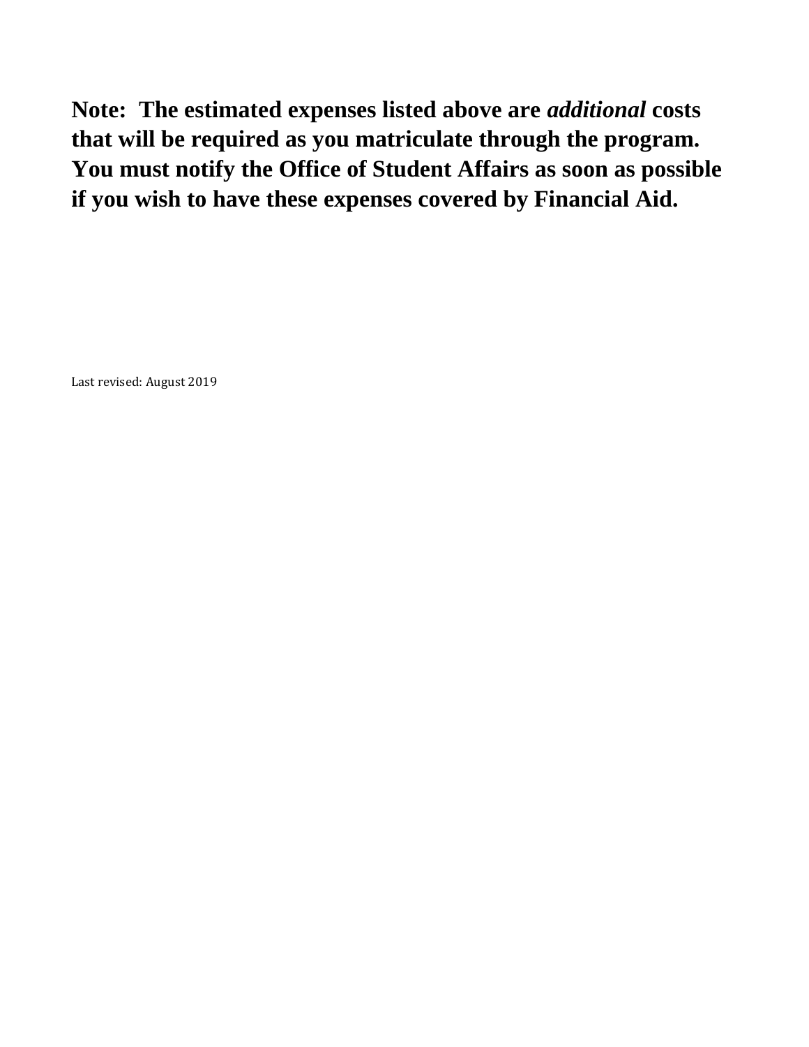**Note: The estimated expenses listed above are *additional* costs that will be required as you matriculate through the program. You must notify the Office of Student Affairs as soon as possible if you wish to have these expenses covered by Financial Aid.**

Last revised: August 2019